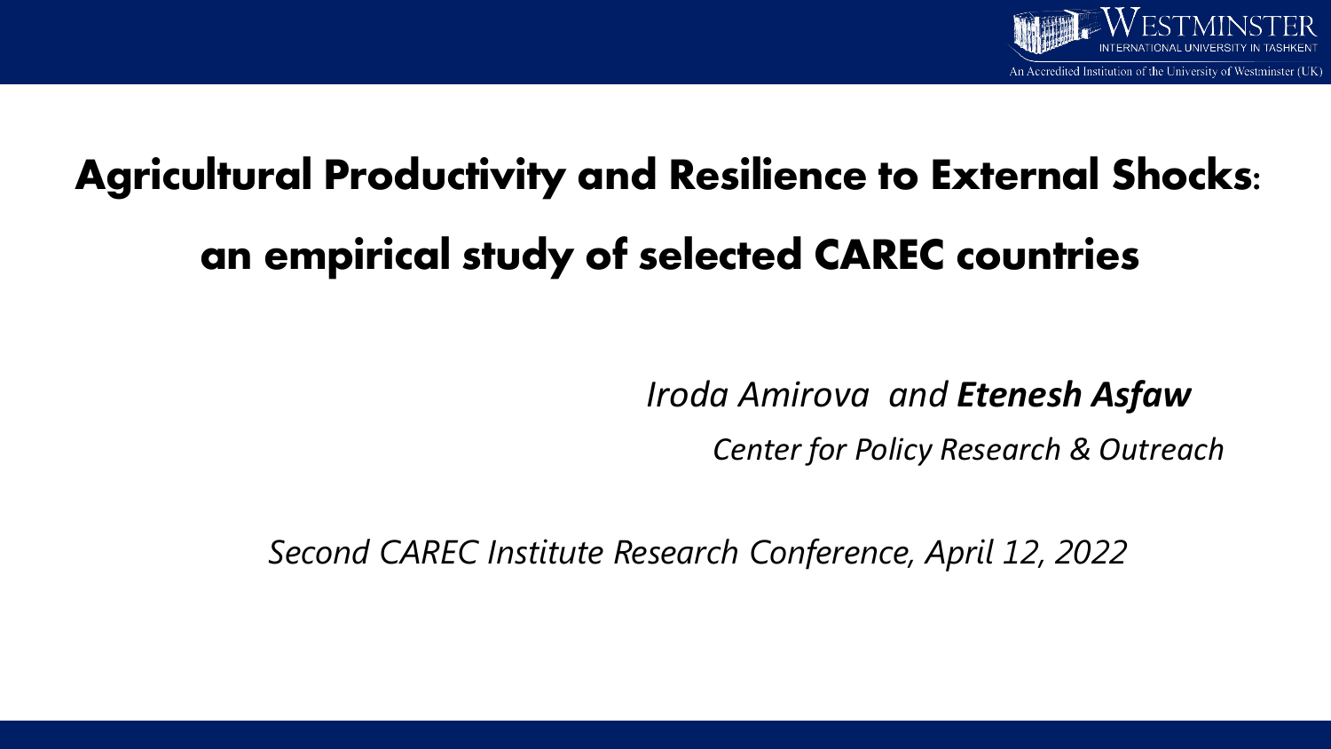# Agricultural Productivity and Resilience to External Shocks: an empirical study of selected CAREC countries

*Iroda Amirova* and ***Etenesh Asfaw***

*Center for Policy Research & Outreach*

*Second CAREC Institute Research Conference, April 12, 2022*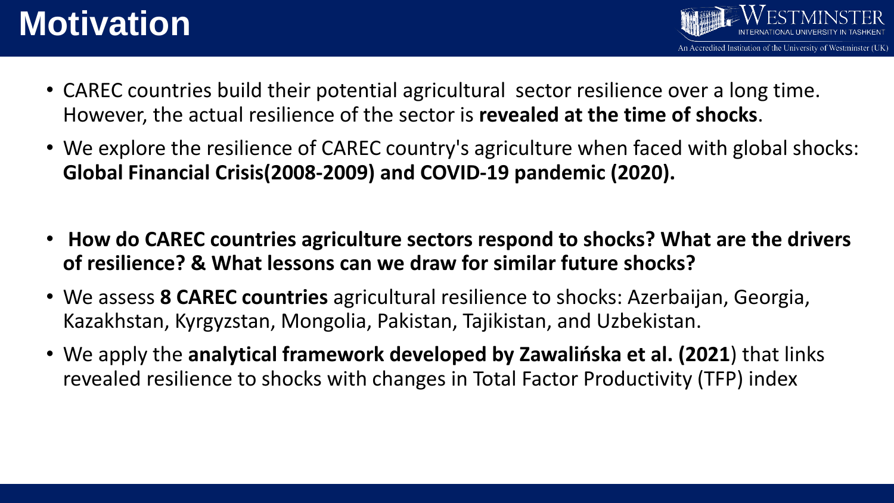# Motivation

- CAREC countries build their potential agricultural sector resilience over a long time. However, the actual resilience of the sector is **revealed at the time of shocks**.
- We explore the resilience of CAREC country's agriculture when faced with global shocks: **Global Financial Crisis(2008-2009) and COVID-19 pandemic (2020).**
- **How do CAREC countries agriculture sectors respond to shocks? What are the drivers of resilience? & What lessons can we draw for similar future shocks?**
- We assess **8 CAREC countries** agricultural resilience to shocks: Azerbaijan, Georgia, Kazakhstan, Kyrgyzstan, Mongolia, Pakistan, Tajikistan, and Uzbekistan.
- We apply the **analytical framework developed by Zawalińska et al. (2021**) that links revealed resilience to shocks with changes in Total Factor Productivity (TFP) index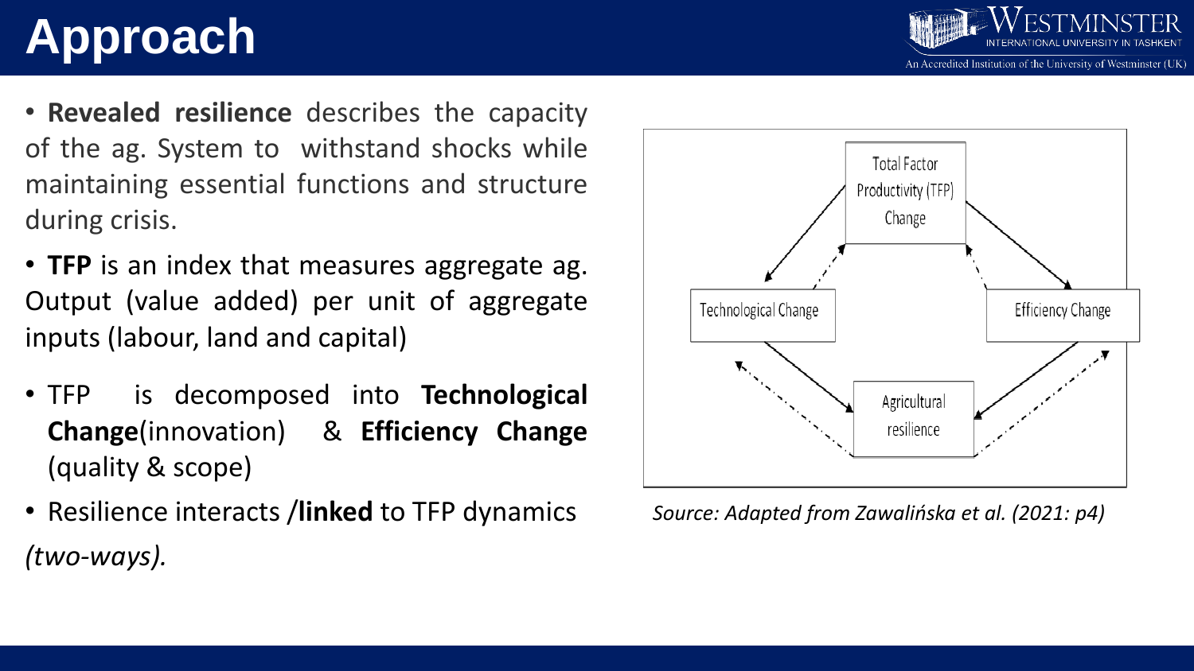# Approach

- **Revealed resilience** describes the capacity of the ag. System to withstand shocks while maintaining essential functions and structure during crisis.
- **TFP** is an index that measures aggregate ag. Output (value added) per unit of aggregate inputs (labour, land and capital)
- TFP is decomposed into **Technological Change**(innovation) & **Efficiency Change** (quality & scope)
- Resilience interacts /**linked** to TFP dynamics *(two-ways).*

Total Factor Productivity (TFP) Change

Technological Change

Efficiency Change

Agricultural resilience

*Source: Adapted from Zawalińska et al. (2021: p4)*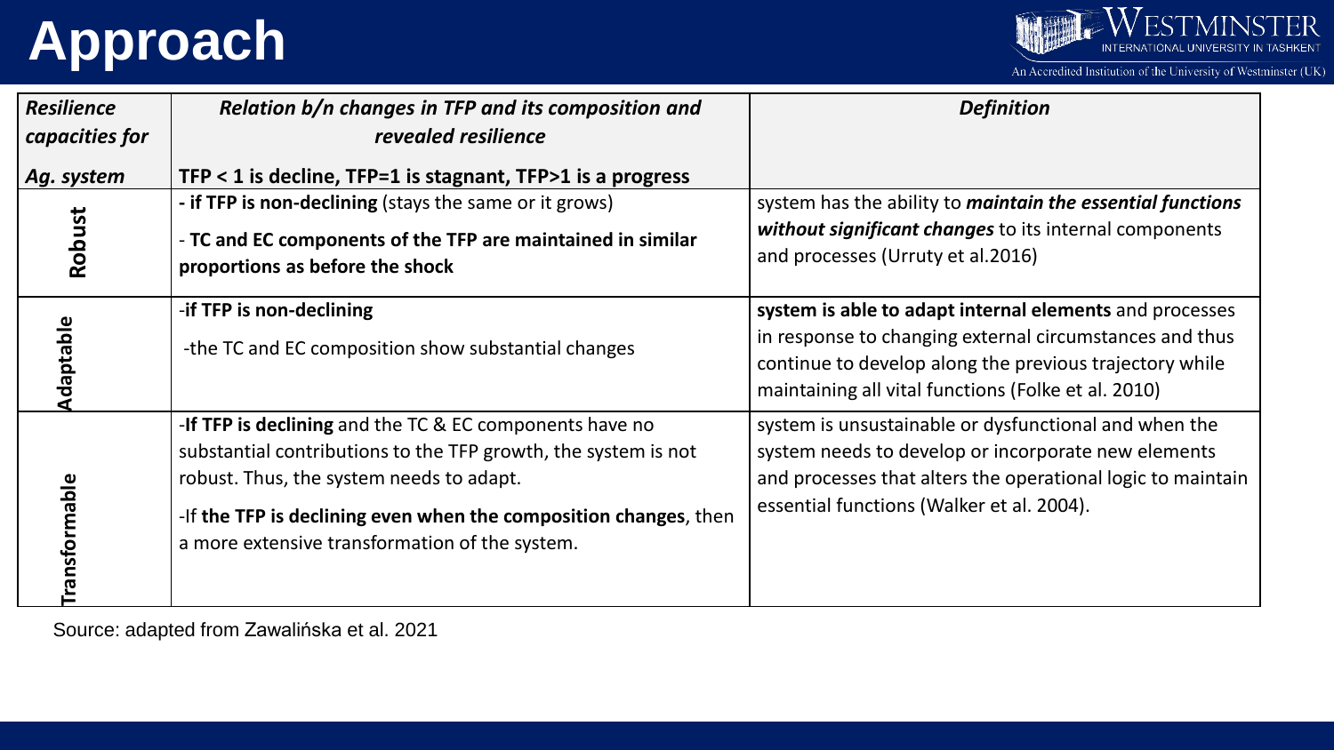# Approach

| *Resilience capacities for Ag. system* | *Relation b/n changes in TFP and its composition and revealed resilience* **TFP < 1 is decline, TFP=1 is stagnant, TFP>1 is a progress** | *Definition* |
|---|---|---|
| **Robust** | **- if TFP is non-declining** (stays the same or it grows)<br>- **TC and EC components of the TFP are maintained in similar proportions as before the shock** | system has the ability to ***maintain the essential functions without significant changes*** to its internal components and processes (Urruty et al.2016) |
| **Adaptable** | -**if TFP is non-declining**<br>-the TC and EC composition show substantial changes | **system is able to adapt internal elements** and processes in response to changing external circumstances and thus continue to develop along the previous trajectory while maintaining all vital functions (Folke et al. 2010) |
| **Transformable** | -**If TFP is declining** and the TC & EC components have no substantial contributions to the TFP growth, the system is not robust. Thus, the system needs to adapt.<br>-If **the TFP is declining even when the composition changes**, then a more extensive transformation of the system. | system is unsustainable or dysfunctional and when the system needs to develop or incorporate new elements and processes that alters the operational logic to maintain essential functions (Walker et al. 2004). |

Source: adapted from Zawalińska et al. 2021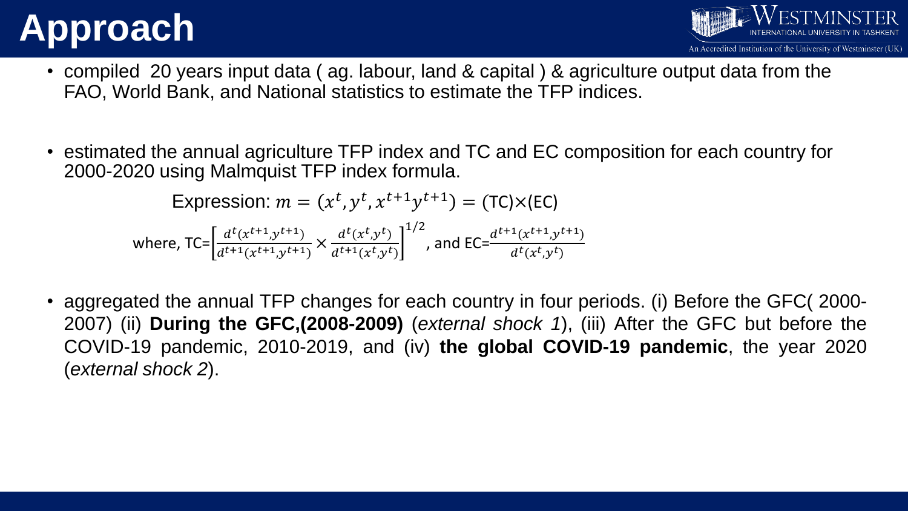# Approach

- compiled 20 years input data ( ag. labour, land & capital ) & agriculture output data from the FAO, World Bank, and National statistics to estimate the TFP indices.

- estimated the annual agriculture TFP index and TC and EC composition for each country for 2000-2020 using Malmquist TFP index formula.

$$\text{Expression: } m = (x^t, y^t, x^{t+1}y^{t+1}) = (\text{TC})\times(\text{EC})$$

$$\text{where, TC}=\left[\frac{d^t(x^{t+1},y^{t+1})}{d^{t+1}(x^{t+1},y^{t+1})} \times \frac{d^t(x^t,y^t)}{d^{t+1}(x^t,y^t)}\right]^{1/2}\text{, and EC}=\frac{d^{t+1}(x^{t+1},y^{t+1})}{d^t(x^t,y^t)}$$

- aggregated the annual TFP changes for each country in four periods. (i) Before the GFC( 2000-2007) (ii) **During the GFC,(2008-2009)** (*external shock 1*), (iii) After the GFC but before the COVID-19 pandemic, 2010-2019, and (iv) **the global COVID-19 pandemic**, the year 2020 (*external shock 2*).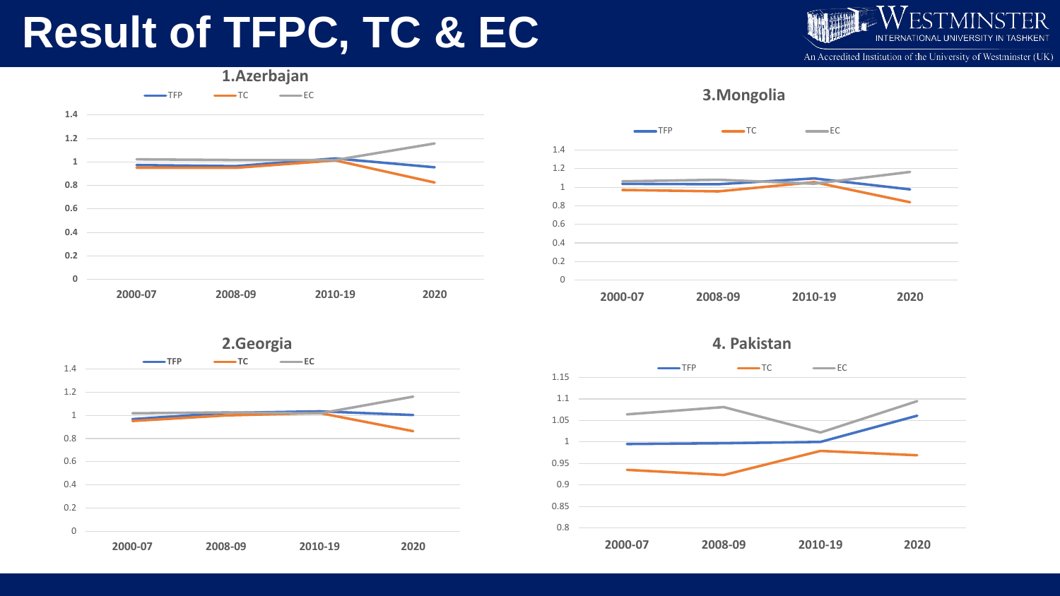# Result of TFPC, TC & EC

### 1.Azerbajan

TFP — TC — EC

Y-axis: 0, 0.2, 0.4, 0.6, 0.8, 1, 1.2, 1.4

X-axis: 2000-07, 2008-09, 2010-19, 2020

### 2.Georgia

TFP — TC — EC

Y-axis: 0, 0.2, 0.4, 0.6, 0.8, 1, 1.2, 1.4

X-axis: 2000-07, 2008-09, 2010-19, 2020

### 3.Mongolia

TFP — TC — EC

Y-axis: 0, 0.2, 0.4, 0.6, 0.8, 1, 1.2, 1.4

X-axis: 2000-07, 2008-09, 2010-19, 2020

### 4. Pakistan

TFP — TC — EC

Y-axis: 0.8, 0.85, 0.9, 0.95, 1, 1.05, 1.1, 1.15

X-axis: 2000-07, 2008-09, 2010-19, 2020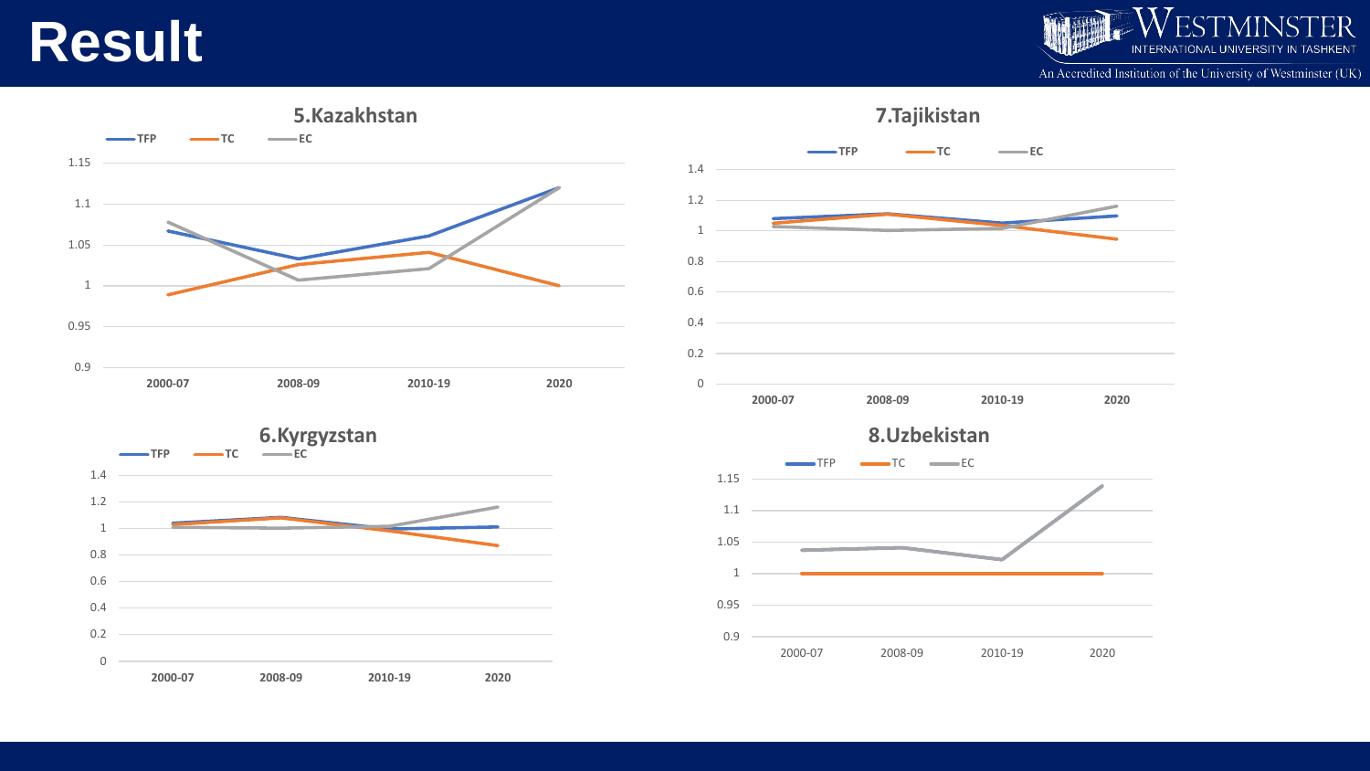# Result

### 5.Kazakhstan

### 7.Tajikistan

### 6.Kyrgyzstan

### 8.Uzbekistan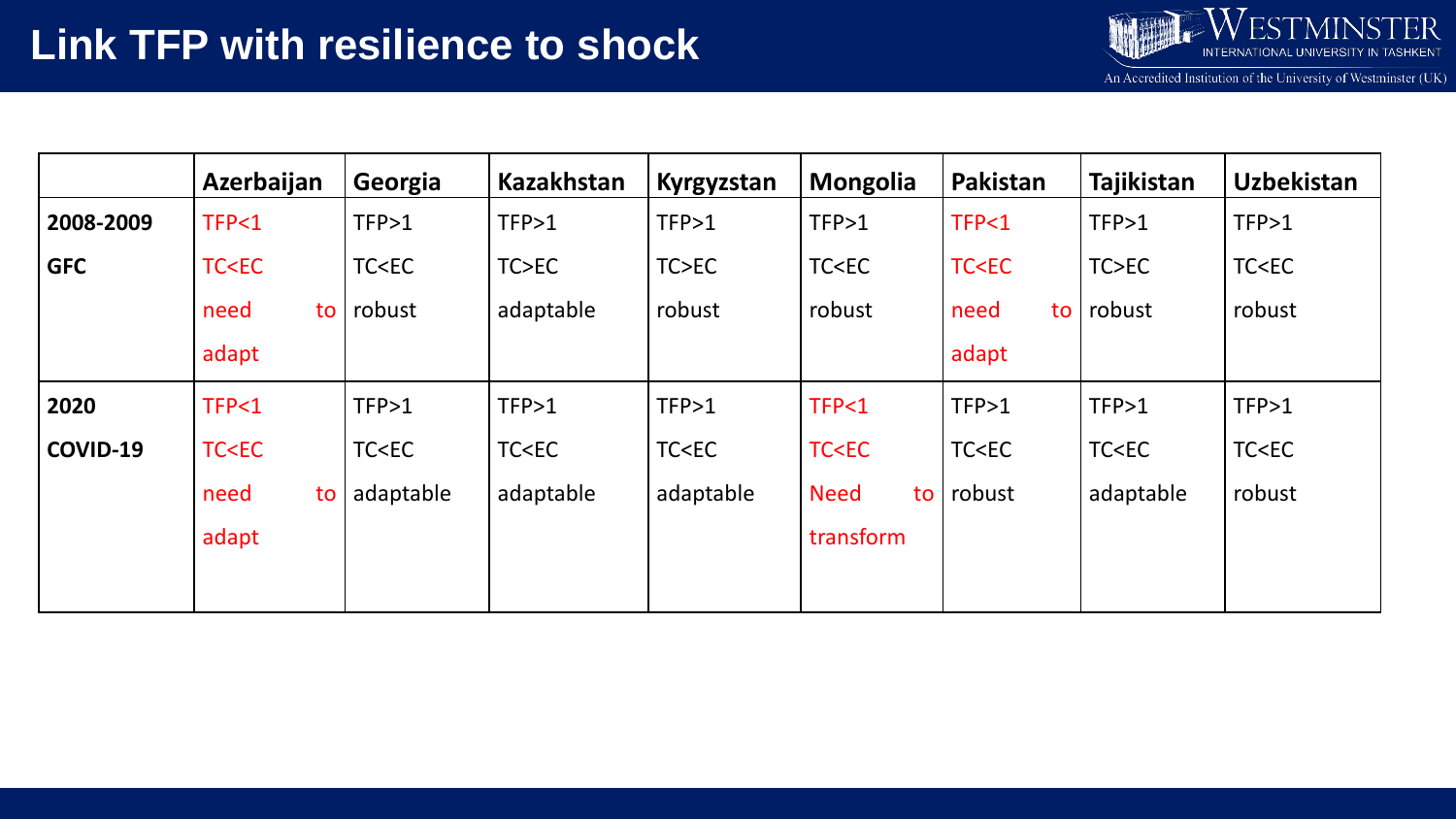# Link TFP with resilience to shock

| | Azerbaijan | Georgia | Kazakhstan | Kyrgyzstan | Mongolia | Pakistan | Tajikistan | Uzbekistan |
|---|---|---|---|---|---|---|---|---|
| 2008-2009 GFC | TFP<1 TC<EC need to adapt | TFP>1 TC<EC robust | TFP>1 TC>EC adaptable | TFP>1 TC>EC robust | TFP>1 TC<EC robust | TFP<1 TC<EC need to adapt | TFP>1 TC>EC robust | TFP>1 TC<EC robust |
| 2020 COVID-19 | TFP<1 TC<EC need to adapt | TFP>1 TC<EC adaptable | TFP>1 TC<EC adaptable | TFP>1 TC<EC adaptable | TFP<1 TC<EC Need to transform | TFP>1 TC<EC robust | TFP>1 TC<EC adaptable | TFP>1 TC<EC robust |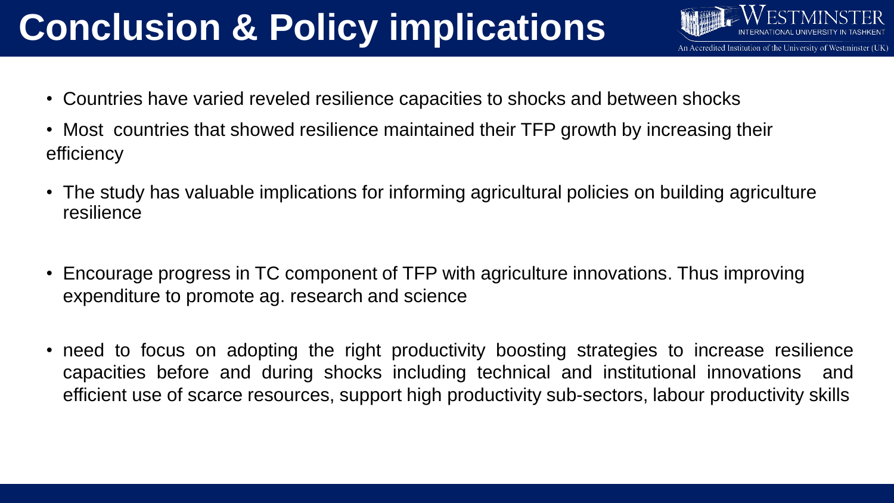# Conclusion & Policy implications

- Countries have varied reveled resilience capacities to shocks and between shocks
- Most countries that showed resilience maintained their TFP growth by increasing their efficiency
- The study has valuable implications for informing agricultural policies on building agriculture resilience
- Encourage progress in TC component of TFP with agriculture innovations. Thus improving expenditure to promote ag. research and science
- need to focus on adopting the right productivity boosting strategies to increase resilience capacities before and during shocks including technical and institutional innovations and efficient use of scarce resources, support high productivity sub-sectors, labour productivity skills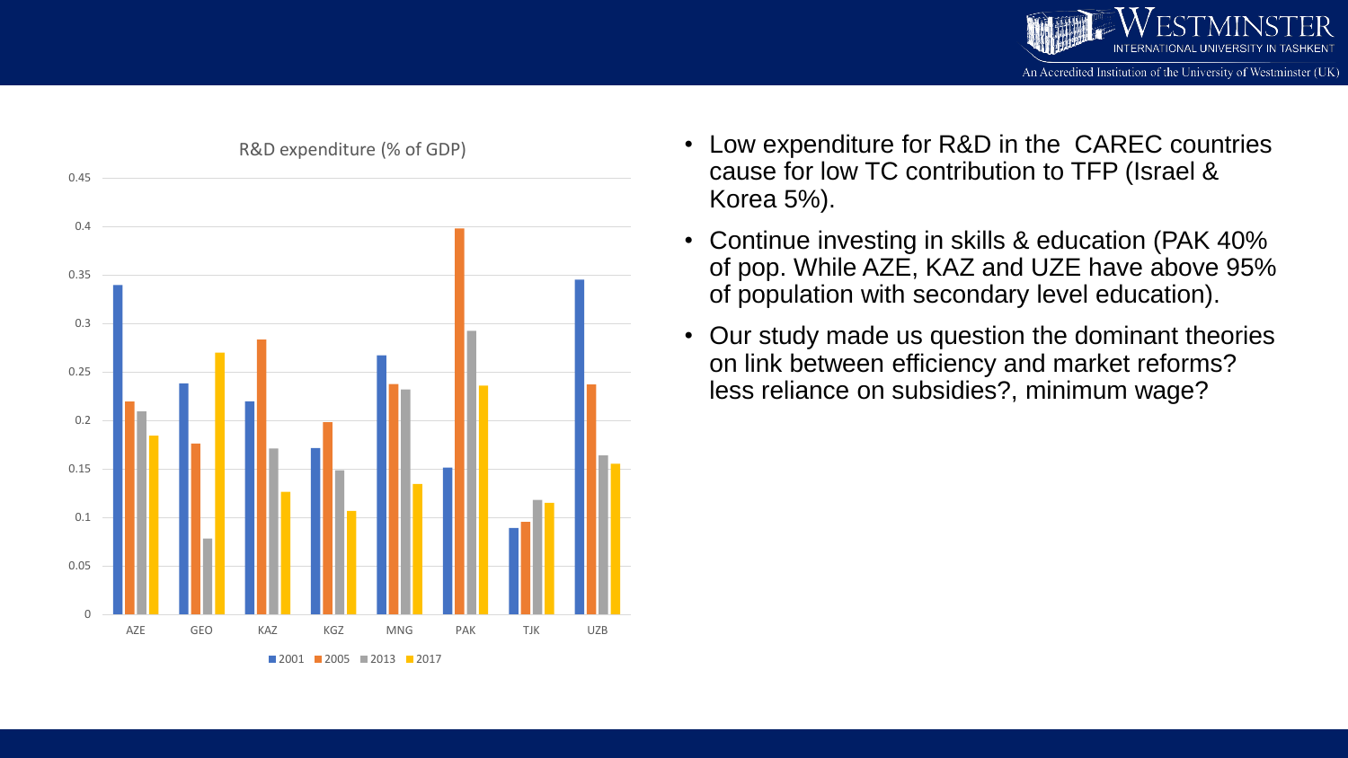R&D expenditure (% of GDP)

| | 2001 | 2005 | 2013 | 2017 |
|---|---|---|---|---|
| AZE | 0.34 | 0.22 | 0.21 | 0.185 |
| GEO | 0.24 | 0.177 | 0.079 | 0.27 |
| KAZ | 0.22 | 0.284 | 0.172 | 0.127 |
| KGZ | 0.172 | 0.199 | 0.149 | 0.107 |
| MNG | 0.268 | 0.238 | 0.233 | 0.135 |
| PAK | 0.152 | 0.399 | 0.293 | 0.237 |
| TJK | 0.09 | 0.096 | 0.119 | 0.116 |
| UZB | 0.346 | 0.238 | 0.165 | 0.156 |

- Low expenditure for R&D in the CAREC countries cause for low TC contribution to TFP (Israel & Korea 5%).
- Continue investing in skills & education (PAK 40% of pop. While AZE, KAZ and UZE have above 95% of population with secondary level education).
- Our study made us question the dominant theories on link between efficiency and market reforms? less reliance on subsidies?, minimum wage?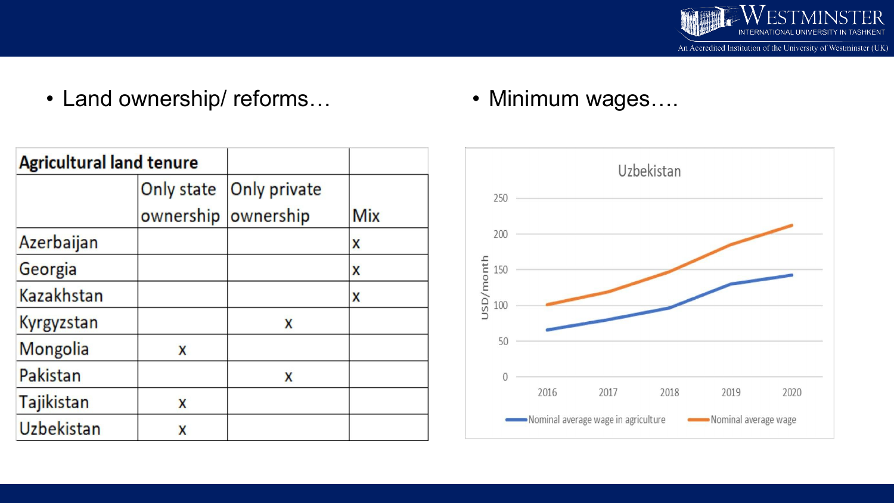- Land ownership/ reforms…

| Agricultural land tenure | | | |
|---|---|---|---|
| | Only state ownership | Only private ownership | Mix |
| Azerbaijan | | | x |
| Georgia | | | x |
| Kazakhstan | | | x |
| Kyrgyzstan | | x | |
| Mongolia | x | | |
| Pakistan | | x | |
| Tajikistan | x | | |
| Uzbekistan | x | | |

- Minimum wages….

Uzbekistan

USD/month

2016, 2017, 2018, 2019, 2020

Nominal average wage in agriculture — Nominal average wage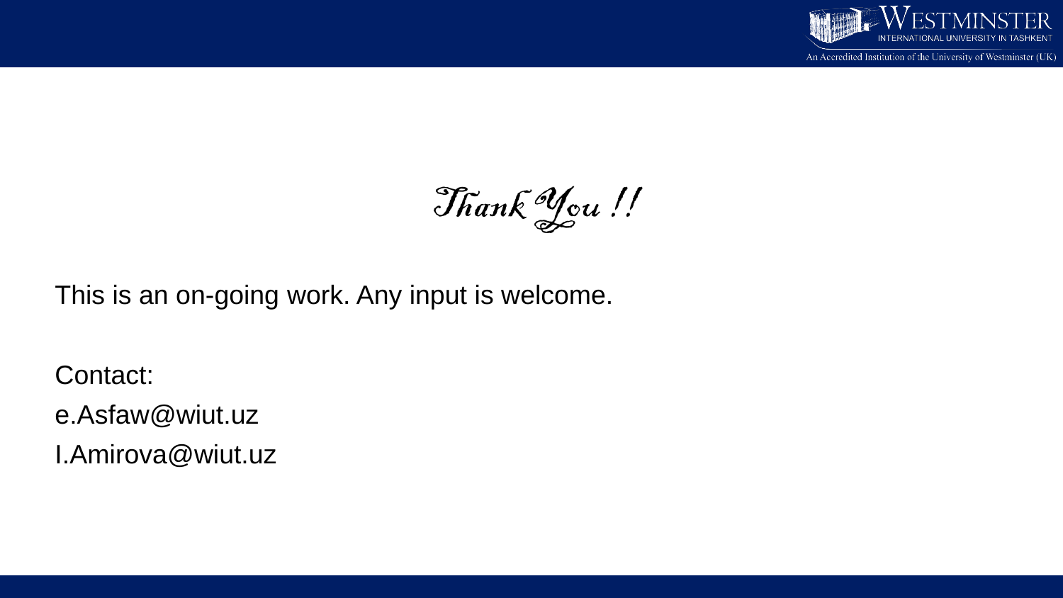# Thank You !!

This is an on-going work. Any input is welcome.

Contact:

e.Asfaw@wiut.uz

I.Amirova@wiut.uz